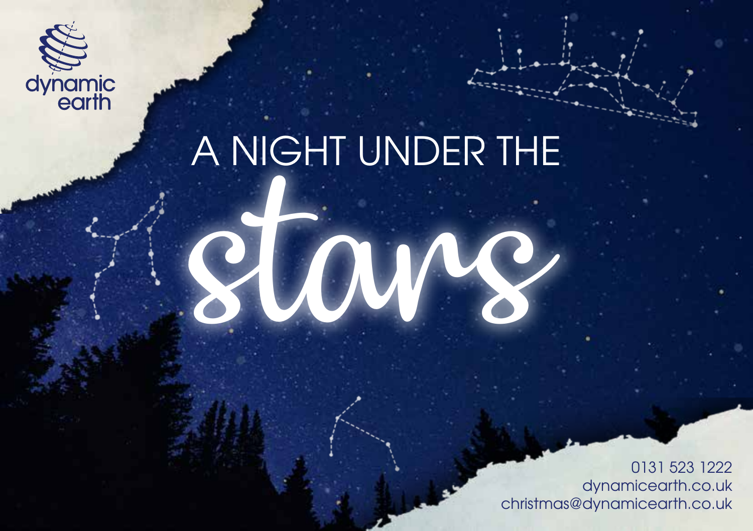dynamic earth

# A NIGHT UNDER THE stars

0131 523 1222
dynamicearth.co.uk
christmas@dynamicearth.co.uk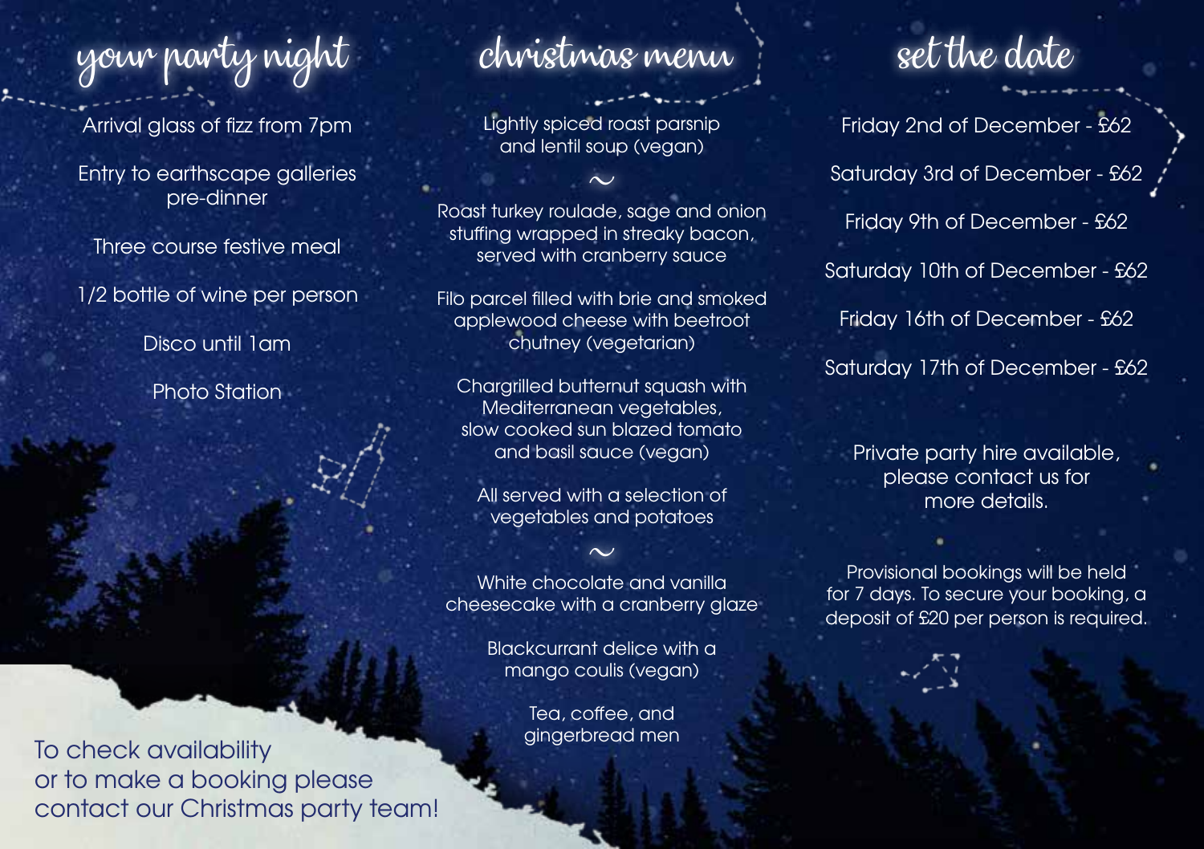# your party night

Arrival glass of fizz from 7pm

Entry to earthscape galleries pre-dinner

Three course festive meal

1/2 bottle of wine per person

Disco until 1am

Photo Station

To check availability or to make a booking please contact our Christmas party team!

# christmas menu

Lightly spiced roast parsnip and lentil soup (vegan)

~

Roast turkey roulade, sage and onion stuffing wrapped in streaky bacon, served with cranberry sauce

Filo parcel filled with brie and smoked applewood cheese with beetroot chutney (vegetarian)

Chargrilled butternut squash with Mediterranean vegetables, slow cooked sun blazed tomato and basil sauce (vegan)

All served with a selection of vegetables and potatoes

~

White chocolate and vanilla cheesecake with a cranberry glaze

Blackcurrant delice with a mango coulis (vegan)

Tea, coffee, and gingerbread men

# set the date

Friday 2nd of December - £62

Saturday 3rd of December - £62

Friday 9th of December - £62

Saturday 10th of December - £62

Friday 16th of December - £62

Saturday 17th of December - £62

Private party hire available, please contact us for more details.

Provisional bookings will be held for 7 days. To secure your booking, a deposit of £20 per person is required.